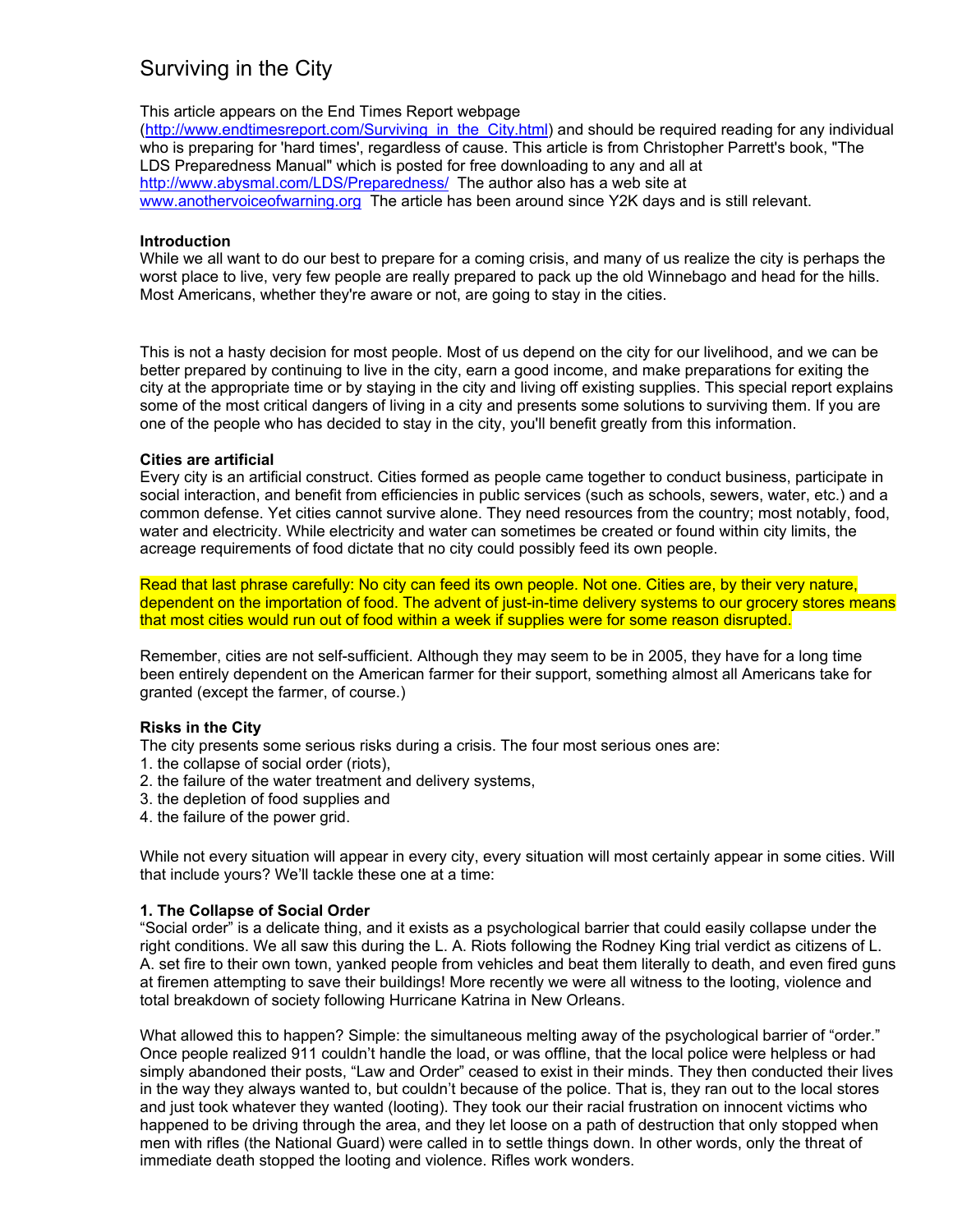# Surviving in the City

This article appears on the End Times Report webpage (http://www.endtimesreport.com/Surviving_in_the_City.html) and should be required reading for any individual who is preparing for 'hard times', regardless of cause. This article is from Christopher Parrett's book, "The LDS Preparedness Manual" which is posted for free downloading to any and all at http://www.abysmal.com/LDS/Preparedness/ The author also has a web site at www.anothervoiceofwarning.org The article has been around since Y2K days and is still relevant.

**Introduction**

While we all want to do our best to prepare for a coming crisis, and many of us realize the city is perhaps the worst place to live, very few people are really prepared to pack up the old Winnebago and head for the hills. Most Americans, whether they're aware or not, are going to stay in the cities.

This is not a hasty decision for most people. Most of us depend on the city for our livelihood, and we can be better prepared by continuing to live in the city, earn a good income, and make preparations for exiting the city at the appropriate time or by staying in the city and living off existing supplies. This special report explains some of the most critical dangers of living in a city and presents some solutions to surviving them. If you are one of the people who has decided to stay in the city, you'll benefit greatly from this information.

**Cities are artificial**

Every city is an artificial construct. Cities formed as people came together to conduct business, participate in social interaction, and benefit from efficiencies in public services (such as schools, sewers, water, etc.) and a common defense. Yet cities cannot survive alone. They need resources from the country; most notably, food, water and electricity. While electricity and water can sometimes be created or found within city limits, the acreage requirements of food dictate that no city could possibly feed its own people.

Read that last phrase carefully: No city can feed its own people. Not one. Cities are, by their very nature, dependent on the importation of food. The advent of just-in-time delivery systems to our grocery stores means that most cities would run out of food within a week if supplies were for some reason disrupted.

Remember, cities are not self-sufficient. Although they may seem to be in 2005, they have for a long time been entirely dependent on the American farmer for their support, something almost all Americans take for granted (except the farmer, of course.)

**Risks in the City**

The city presents some serious risks during a crisis. The four most serious ones are:

1. the collapse of social order (riots),
2. the failure of the water treatment and delivery systems,
3. the depletion of food supplies and
4. the failure of the power grid.

While not every situation will appear in every city, every situation will most certainly appear in some cities. Will that include yours? We'll tackle these one at a time:

**1. The Collapse of Social Order**

"Social order" is a delicate thing, and it exists as a psychological barrier that could easily collapse under the right conditions. We all saw this during the L. A. Riots following the Rodney King trial verdict as citizens of L. A. set fire to their own town, yanked people from vehicles and beat them literally to death, and even fired guns at firemen attempting to save their buildings! More recently we were all witness to the looting, violence and total breakdown of society following Hurricane Katrina in New Orleans.

What allowed this to happen? Simple: the simultaneous melting away of the psychological barrier of "order." Once people realized 911 couldn't handle the load, or was offline, that the local police were helpless or had simply abandoned their posts, "Law and Order" ceased to exist in their minds. They then conducted their lives in the way they always wanted to, but couldn't because of the police. That is, they ran out to the local stores and just took whatever they wanted (looting). They took our their racial frustration on innocent victims who happened to be driving through the area, and they let loose on a path of destruction that only stopped when men with rifles (the National Guard) were called in to settle things down. In other words, only the threat of immediate death stopped the looting and violence. Rifles work wonders.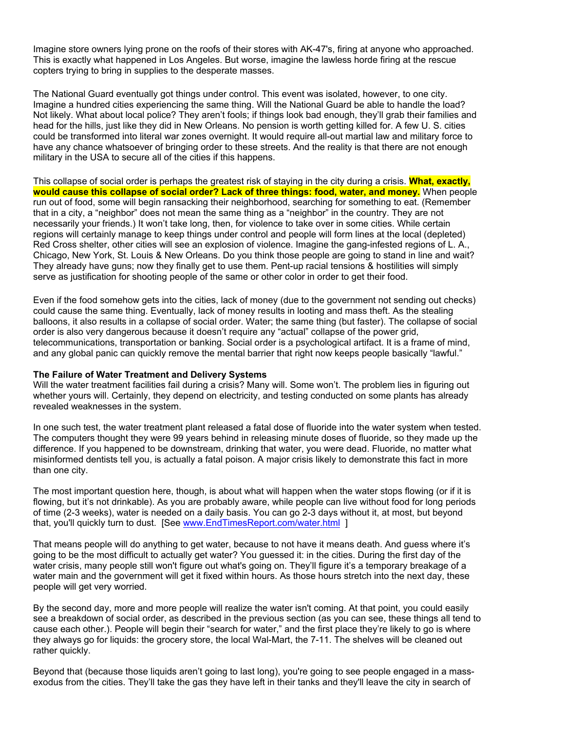Imagine store owners lying prone on the roofs of their stores with AK-47's, firing at anyone who approached. This is exactly what happened in Los Angeles. But worse, imagine the lawless horde firing at the rescue copters trying to bring in supplies to the desperate masses.

The National Guard eventually got things under control. This event was isolated, however, to one city. Imagine a hundred cities experiencing the same thing. Will the National Guard be able to handle the load? Not likely. What about local police? They aren't fools; if things look bad enough, they'll grab their families and head for the hills, just like they did in New Orleans. No pension is worth getting killed for. A few U. S. cities could be transformed into literal war zones overnight. It would require all-out martial law and military force to have any chance whatsoever of bringing order to these streets. And the reality is that there are not enough military in the USA to secure all of the cities if this happens.

This collapse of social order is perhaps the greatest risk of staying in the city during a crisis. **What, exactly, would cause this collapse of social order? Lack of three things: food, water, and money.** When people run out of food, some will begin ransacking their neighborhood, searching for something to eat. (Remember that in a city, a "neighbor" does not mean the same thing as a "neighbor" in the country. They are not necessarily your friends.) It won't take long, then, for violence to take over in some cities. While certain regions will certainly manage to keep things under control and people will form lines at the local (depleted) Red Cross shelter, other cities will see an explosion of violence. Imagine the gang-infested regions of L. A., Chicago, New York, St. Louis & New Orleans. Do you think those people are going to stand in line and wait? They already have guns; now they finally get to use them. Pent-up racial tensions & hostilities will simply serve as justification for shooting people of the same or other color in order to get their food.

Even if the food somehow gets into the cities, lack of money (due to the government not sending out checks) could cause the same thing. Eventually, lack of money results in looting and mass theft. As the stealing balloons, it also results in a collapse of social order. Water; the same thing (but faster). The collapse of social order is also very dangerous because it doesn't require any "actual" collapse of the power grid, telecommunications, transportation or banking. Social order is a psychological artifact. It is a frame of mind, and any global panic can quickly remove the mental barrier that right now keeps people basically "lawful."

### The Failure of Water Treatment and Delivery Systems

Will the water treatment facilities fail during a crisis? Many will. Some won't. The problem lies in figuring out whether yours will. Certainly, they depend on electricity, and testing conducted on some plants has already revealed weaknesses in the system.

In one such test, the water treatment plant released a fatal dose of fluoride into the water system when tested. The computers thought they were 99 years behind in releasing minute doses of fluoride, so they made up the difference. If you happened to be downstream, drinking that water, you were dead. Fluoride, no matter what misinformed dentists tell you, is actually a fatal poison. A major crisis likely to demonstrate this fact in more than one city.

The most important question here, though, is about what will happen when the water stops flowing (or if it is flowing, but it's not drinkable). As you are probably aware, while people can live without food for long periods of time (2-3 weeks), water is needed on a daily basis. You can go 2-3 days without it, at most, but beyond that, you'll quickly turn to dust. [See www.EndTimesReport.com/water.html ]

That means people will do anything to get water, because to not have it means death. And guess where it's going to be the most difficult to actually get water? You guessed it: in the cities. During the first day of the water crisis, many people still won't figure out what's going on. They'll figure it's a temporary breakage of a water main and the government will get it fixed within hours. As those hours stretch into the next day, these people will get very worried.

By the second day, more and more people will realize the water isn't coming. At that point, you could easily see a breakdown of social order, as described in the previous section (as you can see, these things all tend to cause each other.). People will begin their "search for water," and the first place they're likely to go is where they always go for liquids: the grocery store, the local Wal-Mart, the 7-11. The shelves will be cleaned out rather quickly.

Beyond that (because those liquids aren't going to last long), you're going to see people engaged in a mass-exodus from the cities. They'll take the gas they have left in their tanks and they'll leave the city in search of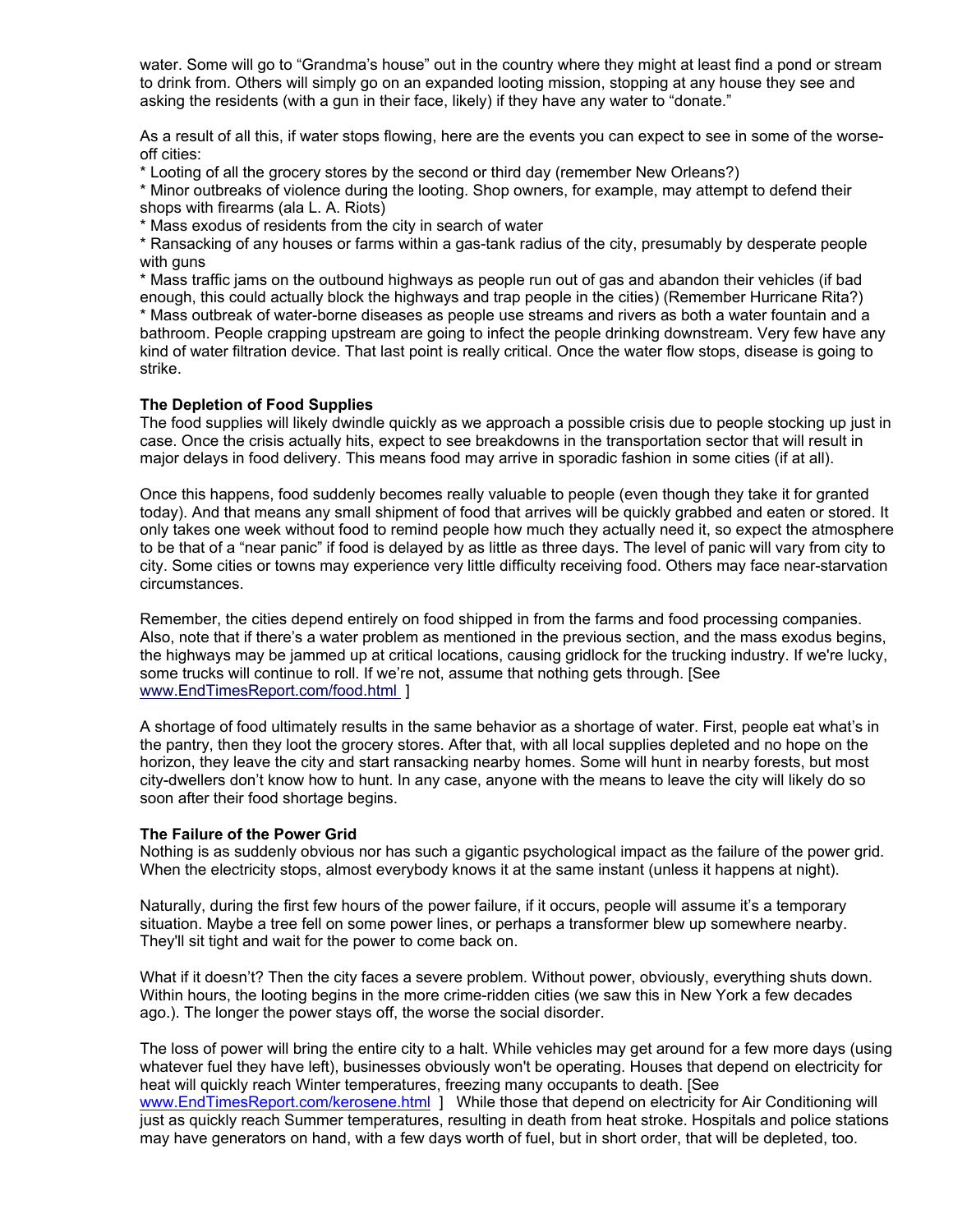water. Some will go to “Grandma’s house” out in the country where they might at least find a pond or stream to drink from. Others will simply go on an expanded looting mission, stopping at any house they see and asking the residents (with a gun in their face, likely) if they have any water to “donate.”

As a result of all this, if water stops flowing, here are the events you can expect to see in some of the worse-off cities:

* Looting of all the grocery stores by the second or third day (remember New Orleans?)
* Minor outbreaks of violence during the looting. Shop owners, for example, may attempt to defend their shops with firearms (ala L. A. Riots)
* Mass exodus of residents from the city in search of water
* Ransacking of any houses or farms within a gas-tank radius of the city, presumably by desperate people with guns
* Mass traffic jams on the outbound highways as people run out of gas and abandon their vehicles (if bad enough, this could actually block the highways and trap people in the cities) (Remember Hurricane Rita?)
* Mass outbreak of water-borne diseases as people use streams and rivers as both a water fountain and a bathroom. People crapping upstream are going to infect the people drinking downstream. Very few have any kind of water filtration device. That last point is really critical. Once the water flow stops, disease is going to strike.

**The Depletion of Food Supplies**
The food supplies will likely dwindle quickly as we approach a possible crisis due to people stocking up just in case. Once the crisis actually hits, expect to see breakdowns in the transportation sector that will result in major delays in food delivery. This means food may arrive in sporadic fashion in some cities (if at all).

Once this happens, food suddenly becomes really valuable to people (even though they take it for granted today). And that means any small shipment of food that arrives will be quickly grabbed and eaten or stored. It only takes one week without food to remind people how much they actually need it, so expect the atmosphere to be that of a “near panic” if food is delayed by as little as three days. The level of panic will vary from city to city. Some cities or towns may experience very little difficulty receiving food. Others may face near-starvation circumstances.

Remember, the cities depend entirely on food shipped in from the farms and food processing companies. Also, note that if there’s a water problem as mentioned in the previous section, and the mass exodus begins, the highways may be jammed up at critical locations, causing gridlock for the trucking industry. If we're lucky, some trucks will continue to roll. If we’re not, assume that nothing gets through. [See www.EndTimesReport.com/food.html ]

A shortage of food ultimately results in the same behavior as a shortage of water. First, people eat what’s in the pantry, then they loot the grocery stores. After that, with all local supplies depleted and no hope on the horizon, they leave the city and start ransacking nearby homes. Some will hunt in nearby forests, but most city-dwellers don’t know how to hunt. In any case, anyone with the means to leave the city will likely do so soon after their food shortage begins.

**The Failure of the Power Grid**
Nothing is as suddenly obvious nor has such a gigantic psychological impact as the failure of the power grid. When the electricity stops, almost everybody knows it at the same instant (unless it happens at night).

Naturally, during the first few hours of the power failure, if it occurs, people will assume it’s a temporary situation. Maybe a tree fell on some power lines, or perhaps a transformer blew up somewhere nearby. They'll sit tight and wait for the power to come back on.

What if it doesn’t? Then the city faces a severe problem. Without power, obviously, everything shuts down. Within hours, the looting begins in the more crime-ridden cities (we saw this in New York a few decades ago.). The longer the power stays off, the worse the social disorder.

The loss of power will bring the entire city to a halt. While vehicles may get around for a few more days (using whatever fuel they have left), businesses obviously won't be operating. Houses that depend on electricity for heat will quickly reach Winter temperatures, freezing many occupants to death. [See www.EndTimesReport.com/kerosene.html ] While those that depend on electricity for Air Conditioning will just as quickly reach Summer temperatures, resulting in death from heat stroke. Hospitals and police stations may have generators on hand, with a few days worth of fuel, but in short order, that will be depleted, too.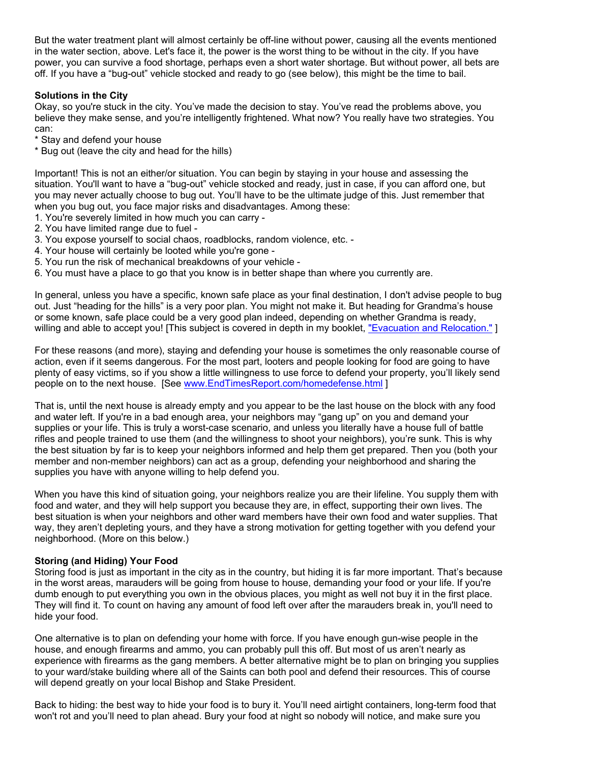But the water treatment plant will almost certainly be off-line without power, causing all the events mentioned in the water section, above. Let's face it, the power is the worst thing to be without in the city. If you have power, you can survive a food shortage, perhaps even a short water shortage. But without power, all bets are off. If you have a "bug-out" vehicle stocked and ready to go (see below), this might be the time to bail.

**Solutions in the City**

Okay, so you're stuck in the city. You've made the decision to stay. You've read the problems above, you believe they make sense, and you're intelligently frightened. What now? You really have two strategies. You can:

* Stay and defend your house
* Bug out (leave the city and head for the hills)

Important! This is not an either/or situation. You can begin by staying in your house and assessing the situation. You'll want to have a "bug-out" vehicle stocked and ready, just in case, if you can afford one, but you may never actually choose to bug out. You'll have to be the ultimate judge of this. Just remember that when you bug out, you face major risks and disadvantages. Among these:

1. You're severely limited in how much you can carry -
2. You have limited range due to fuel -
3. You expose yourself to social chaos, roadblocks, random violence, etc. -
4. Your house will certainly be looted while you're gone -
5. You run the risk of mechanical breakdowns of your vehicle -
6. You must have a place to go that you know is in better shape than where you currently are.

In general, unless you have a specific, known safe place as your final destination, I don't advise people to bug out. Just "heading for the hills" is a very poor plan. You might not make it. But heading for Grandma's house or some known, safe place could be a very good plan indeed, depending on whether Grandma is ready, willing and able to accept you! [This subject is covered in depth in my booklet, "Evacuation and Relocation." ]

For these reasons (and more), staying and defending your house is sometimes the only reasonable course of action, even if it seems dangerous. For the most part, looters and people looking for food are going to have plenty of easy victims, so if you show a little willingness to use force to defend your property, you'll likely send people on to the next house. [See www.EndTimesReport.com/homedefense.html ]

That is, until the next house is already empty and you appear to be the last house on the block with any food and water left. If you're in a bad enough area, your neighbors may "gang up" on you and demand your supplies or your life. This is truly a worst-case scenario, and unless you literally have a house full of battle rifles and people trained to use them (and the willingness to shoot your neighbors), you're sunk. This is why the best situation by far is to keep your neighbors informed and help them get prepared. Then you (both your member and non-member neighbors) can act as a group, defending your neighborhood and sharing the supplies you have with anyone willing to help defend you.

When you have this kind of situation going, your neighbors realize you are their lifeline. You supply them with food and water, and they will help support you because they are, in effect, supporting their own lives. The best situation is when your neighbors and other ward members have their own food and water supplies. That way, they aren't depleting yours, and they have a strong motivation for getting together with you defend your neighborhood. (More on this below.)

**Storing (and Hiding) Your Food**

Storing food is just as important in the city as in the country, but hiding it is far more important. That's because in the worst areas, marauders will be going from house to house, demanding your food or your life. If you're dumb enough to put everything you own in the obvious places, you might as well not buy it in the first place. They will find it. To count on having any amount of food left over after the marauders break in, you'll need to hide your food.

One alternative is to plan on defending your home with force. If you have enough gun-wise people in the house, and enough firearms and ammo, you can probably pull this off. But most of us aren't nearly as experience with firearms as the gang members. A better alternative might be to plan on bringing you supplies to your ward/stake building where all of the Saints can both pool and defend their resources. This of course will depend greatly on your local Bishop and Stake President.

Back to hiding: the best way to hide your food is to bury it. You'll need airtight containers, long-term food that won't rot and you'll need to plan ahead. Bury your food at night so nobody will notice, and make sure you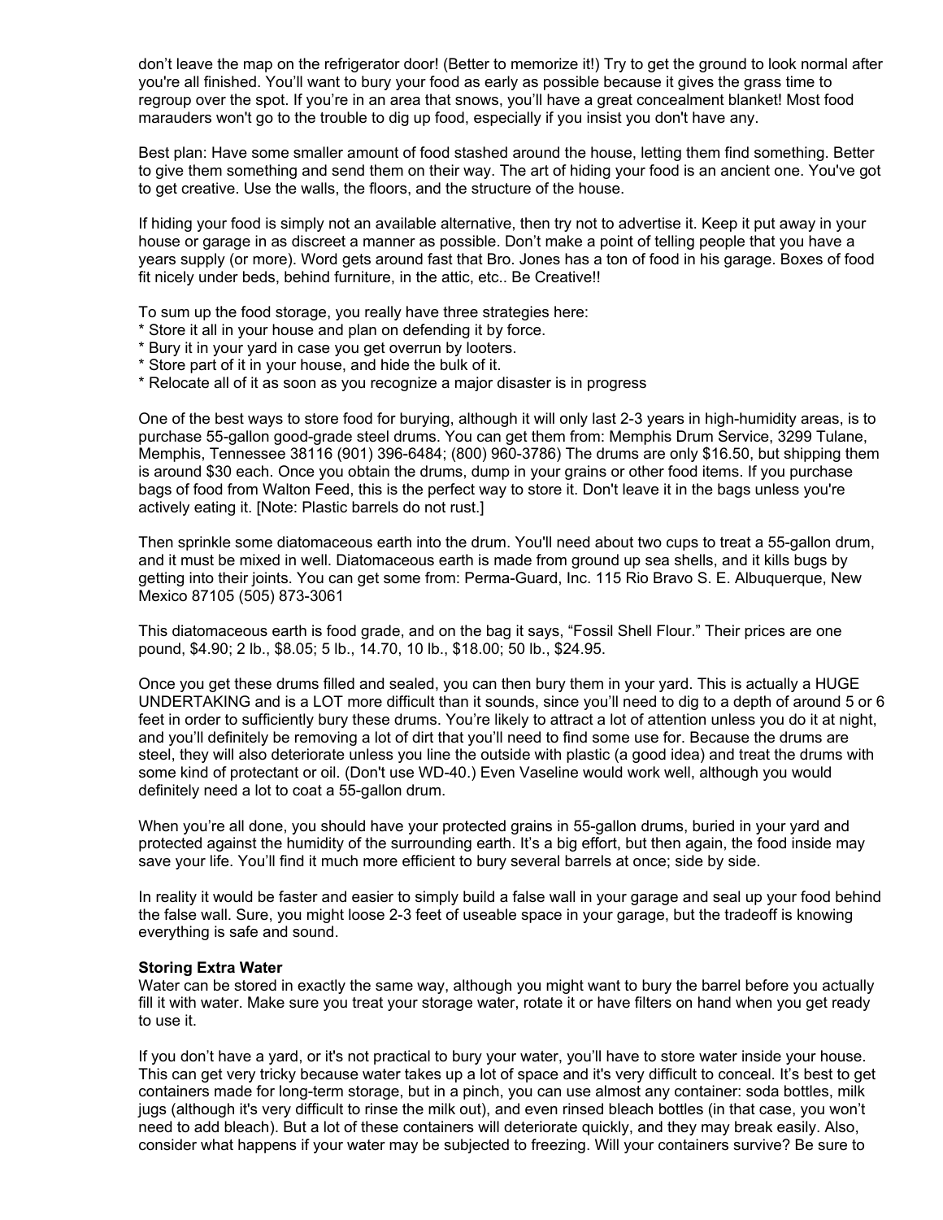don't leave the map on the refrigerator door! (Better to memorize it!) Try to get the ground to look normal after you're all finished. You'll want to bury your food as early as possible because it gives the grass time to regroup over the spot. If you're in an area that snows, you'll have a great concealment blanket! Most food marauders won't go to the trouble to dig up food, especially if you insist you don't have any.

Best plan: Have some smaller amount of food stashed around the house, letting them find something. Better to give them something and send them on their way. The art of hiding your food is an ancient one. You've got to get creative. Use the walls, the floors, and the structure of the house.

If hiding your food is simply not an available alternative, then try not to advertise it. Keep it put away in your house or garage in as discreet a manner as possible. Don't make a point of telling people that you have a years supply (or more). Word gets around fast that Bro. Jones has a ton of food in his garage. Boxes of food fit nicely under beds, behind furniture, in the attic, etc.. Be Creative!!

To sum up the food storage, you really have three strategies here:
* Store it all in your house and plan on defending it by force.
* Bury it in your yard in case you get overrun by looters.
* Store part of it in your house, and hide the bulk of it.
* Relocate all of it as soon as you recognize a major disaster is in progress

One of the best ways to store food for burying, although it will only last 2-3 years in high-humidity areas, is to purchase 55-gallon good-grade steel drums. You can get them from: Memphis Drum Service, 3299 Tulane, Memphis, Tennessee 38116 (901) 396-6484; (800) 960-3786) The drums are only $16.50, but shipping them is around $30 each. Once you obtain the drums, dump in your grains or other food items. If you purchase bags of food from Walton Feed, this is the perfect way to store it. Don't leave it in the bags unless you're actively eating it. [Note: Plastic barrels do not rust.]

Then sprinkle some diatomaceous earth into the drum. You'll need about two cups to treat a 55-gallon drum, and it must be mixed in well. Diatomaceous earth is made from ground up sea shells, and it kills bugs by getting into their joints. You can get some from: Perma-Guard, Inc. 115 Rio Bravo S. E. Albuquerque, New Mexico 87105 (505) 873-3061

This diatomaceous earth is food grade, and on the bag it says, "Fossil Shell Flour." Their prices are one pound, $4.90; 2 lb., $8.05; 5 lb., 14.70, 10 lb., $18.00; 50 lb., $24.95.

Once you get these drums filled and sealed, you can then bury them in your yard. This is actually a HUGE UNDERTAKING and is a LOT more difficult than it sounds, since you'll need to dig to a depth of around 5 or 6 feet in order to sufficiently bury these drums. You're likely to attract a lot of attention unless you do it at night, and you'll definitely be removing a lot of dirt that you'll need to find some use for. Because the drums are steel, they will also deteriorate unless you line the outside with plastic (a good idea) and treat the drums with some kind of protectant or oil. (Don't use WD-40.) Even Vaseline would work well, although you would definitely need a lot to coat a 55-gallon drum.

When you're all done, you should have your protected grains in 55-gallon drums, buried in your yard and protected against the humidity of the surrounding earth. It's a big effort, but then again, the food inside may save your life. You'll find it much more efficient to bury several barrels at once; side by side.

In reality it would be faster and easier to simply build a false wall in your garage and seal up your food behind the false wall. Sure, you might loose 2-3 feet of useable space in your garage, but the tradeoff is knowing everything is safe and sound.

**Storing Extra Water**

Water can be stored in exactly the same way, although you might want to bury the barrel before you actually fill it with water. Make sure you treat your storage water, rotate it or have filters on hand when you get ready to use it.

If you don't have a yard, or it's not practical to bury your water, you'll have to store water inside your house. This can get very tricky because water takes up a lot of space and it's very difficult to conceal. It's best to get containers made for long-term storage, but in a pinch, you can use almost any container: soda bottles, milk jugs (although it's very difficult to rinse the milk out), and even rinsed bleach bottles (in that case, you won't need to add bleach). But a lot of these containers will deteriorate quickly, and they may break easily. Also, consider what happens if your water may be subjected to freezing. Will your containers survive? Be sure to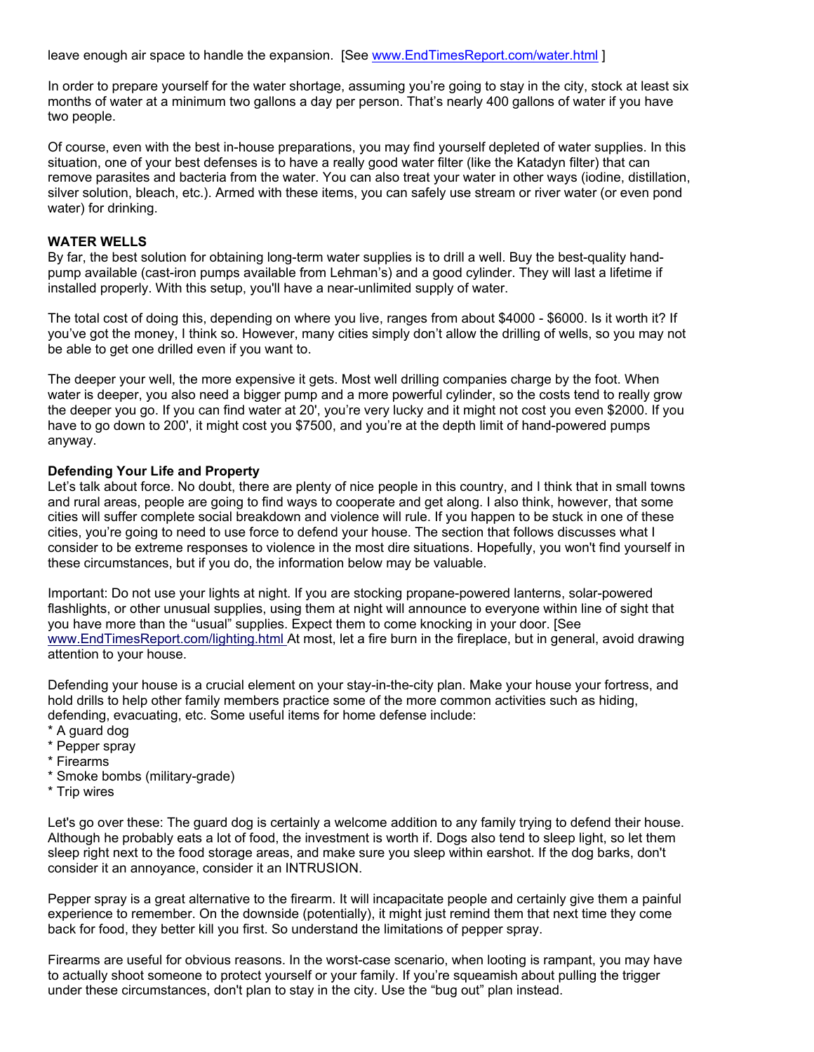leave enough air space to handle the expansion. [See www.EndTimesReport.com/water.html ]

In order to prepare yourself for the water shortage, assuming you're going to stay in the city, stock at least six months of water at a minimum two gallons a day per person. That's nearly 400 gallons of water if you have two people.

Of course, even with the best in-house preparations, you may find yourself depleted of water supplies. In this situation, one of your best defenses is to have a really good water filter (like the Katadyn filter) that can remove parasites and bacteria from the water. You can also treat your water in other ways (iodine, distillation, silver solution, bleach, etc.). Armed with these items, you can safely use stream or river water (or even pond water) for drinking.

**WATER WELLS**

By far, the best solution for obtaining long-term water supplies is to drill a well. Buy the best-quality hand-pump available (cast-iron pumps available from Lehman's) and a good cylinder. They will last a lifetime if installed properly. With this setup, you'll have a near-unlimited supply of water.

The total cost of doing this, depending on where you live, ranges from about $4000 - $6000. Is it worth it? If you've got the money, I think so. However, many cities simply don't allow the drilling of wells, so you may not be able to get one drilled even if you want to.

The deeper your well, the more expensive it gets. Most well drilling companies charge by the foot. When water is deeper, you also need a bigger pump and a more powerful cylinder, so the costs tend to really grow the deeper you go. If you can find water at 20', you're very lucky and it might not cost you even $2000. If you have to go down to 200', it might cost you $7500, and you're at the depth limit of hand-powered pumps anyway.

**Defending Your Life and Property**

Let's talk about force. No doubt, there are plenty of nice people in this country, and I think that in small towns and rural areas, people are going to find ways to cooperate and get along. I also think, however, that some cities will suffer complete social breakdown and violence will rule. If you happen to be stuck in one of these cities, you're going to need to use force to defend your house. The section that follows discusses what I consider to be extreme responses to violence in the most dire situations. Hopefully, you won't find yourself in these circumstances, but if you do, the information below may be valuable.

Important: Do not use your lights at night. If you are stocking propane-powered lanterns, solar-powered flashlights, or other unusual supplies, using them at night will announce to everyone within line of sight that you have more than the "usual" supplies. Expect them to come knocking in your door. [See www.EndTimesReport.com/lighting.html At most, let a fire burn in the fireplace, but in general, avoid drawing attention to your house.

Defending your house is a crucial element on your stay-in-the-city plan. Make your house your fortress, and hold drills to help other family members practice some of the more common activities such as hiding, defending, evacuating, etc. Some useful items for home defense include:

* A guard dog
* Pepper spray
* Firearms
* Smoke bombs (military-grade)
* Trip wires

Let's go over these: The guard dog is certainly a welcome addition to any family trying to defend their house. Although he probably eats a lot of food, the investment is worth if. Dogs also tend to sleep light, so let them sleep right next to the food storage areas, and make sure you sleep within earshot. If the dog barks, don't consider it an annoyance, consider it an INTRUSION.

Pepper spray is a great alternative to the firearm. It will incapacitate people and certainly give them a painful experience to remember. On the downside (potentially), it might just remind them that next time they come back for food, they better kill you first. So understand the limitations of pepper spray.

Firearms are useful for obvious reasons. In the worst-case scenario, when looting is rampant, you may have to actually shoot someone to protect yourself or your family. If you're squeamish about pulling the trigger under these circumstances, don't plan to stay in the city. Use the "bug out" plan instead.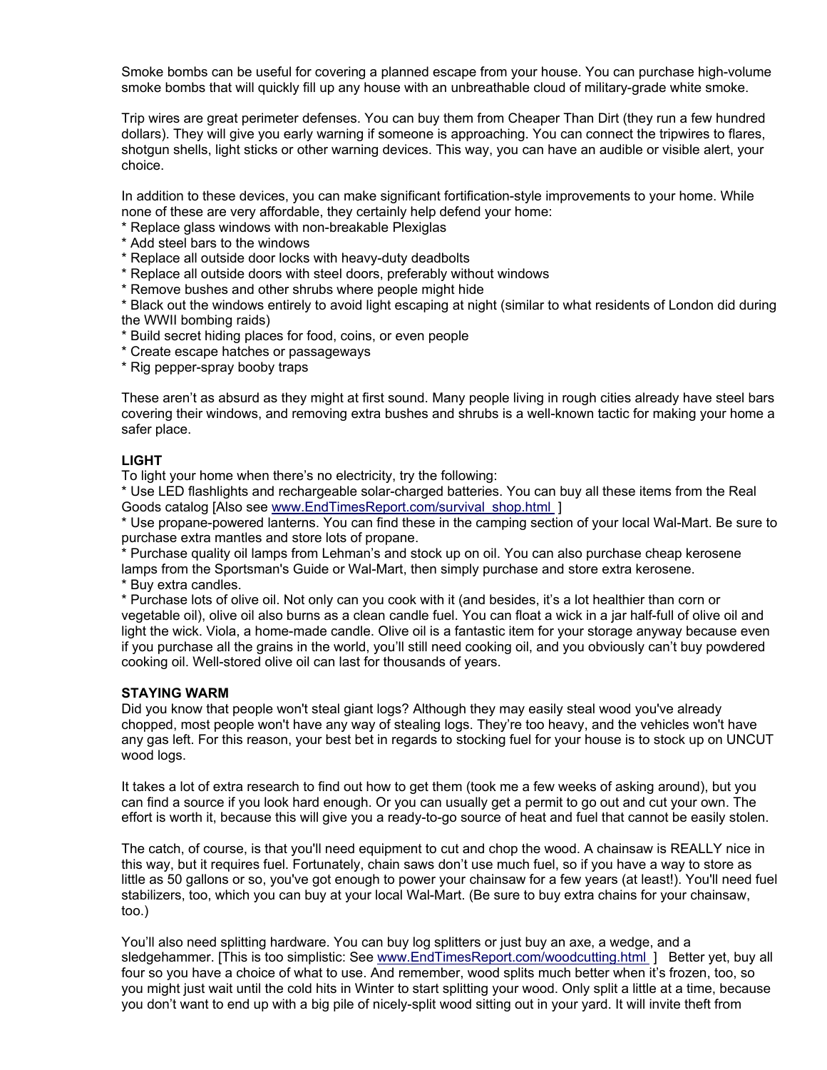Smoke bombs can be useful for covering a planned escape from your house. You can purchase high-volume smoke bombs that will quickly fill up any house with an unbreathable cloud of military-grade white smoke.

Trip wires are great perimeter defenses. You can buy them from Cheaper Than Dirt (they run a few hundred dollars). They will give you early warning if someone is approaching. You can connect the tripwires to flares, shotgun shells, light sticks or other warning devices. This way, you can have an audible or visible alert, your choice.

In addition to these devices, you can make significant fortification-style improvements to your home. While none of these are very affordable, they certainly help defend your home:

* Replace glass windows with non-breakable Plexiglas
* Add steel bars to the windows
* Replace all outside door locks with heavy-duty deadbolts
* Replace all outside doors with steel doors, preferably without windows
* Remove bushes and other shrubs where people might hide
* Black out the windows entirely to avoid light escaping at night (similar to what residents of London did during the WWII bombing raids)
* Build secret hiding places for food, coins, or even people
* Create escape hatches or passageways
* Rig pepper-spray booby traps

These aren't as absurd as they might at first sound. Many people living in rough cities already have steel bars covering their windows, and removing extra bushes and shrubs is a well-known tactic for making your home a safer place.

**LIGHT**

To light your home when there's no electricity, try the following:

* Use LED flashlights and rechargeable solar-charged batteries. You can buy all these items from the Real Goods catalog [Also see www.EndTimesReport.com/survival_shop.html ]
* Use propane-powered lanterns. You can find these in the camping section of your local Wal-Mart. Be sure to purchase extra mantles and store lots of propane.
* Purchase quality oil lamps from Lehman's and stock up on oil. You can also purchase cheap kerosene lamps from the Sportsman's Guide or Wal-Mart, then simply purchase and store extra kerosene.
* Buy extra candles.
* Purchase lots of olive oil. Not only can you cook with it (and besides, it's a lot healthier than corn or vegetable oil), olive oil also burns as a clean candle fuel. You can float a wick in a jar half-full of olive oil and light the wick. Viola, a home-made candle. Olive oil is a fantastic item for your storage anyway because even if you purchase all the grains in the world, you'll still need cooking oil, and you obviously can't buy powdered cooking oil. Well-stored olive oil can last for thousands of years.

**STAYING WARM**

Did you know that people won't steal giant logs? Although they may easily steal wood you've already chopped, most people won't have any way of stealing logs. They're too heavy, and the vehicles won't have any gas left. For this reason, your best bet in regards to stocking fuel for your house is to stock up on UNCUT wood logs.

It takes a lot of extra research to find out how to get them (took me a few weeks of asking around), but you can find a source if you look hard enough. Or you can usually get a permit to go out and cut your own. The effort is worth it, because this will give you a ready-to-go source of heat and fuel that cannot be easily stolen.

The catch, of course, is that you'll need equipment to cut and chop the wood. A chainsaw is REALLY nice in this way, but it requires fuel. Fortunately, chain saws don't use much fuel, so if you have a way to store as little as 50 gallons or so, you've got enough to power your chainsaw for a few years (at least!). You'll need fuel stabilizers, too, which you can buy at your local Wal-Mart. (Be sure to buy extra chains for your chainsaw, too.)

You'll also need splitting hardware. You can buy log splitters or just buy an axe, a wedge, and a sledgehammer. [This is too simplistic: See www.EndTimesReport.com/woodcutting.html ] Better yet, buy all four so you have a choice of what to use. And remember, wood splits much better when it's frozen, too, so you might just wait until the cold hits in Winter to start splitting your wood. Only split a little at a time, because you don't want to end up with a big pile of nicely-split wood sitting out in your yard. It will invite theft from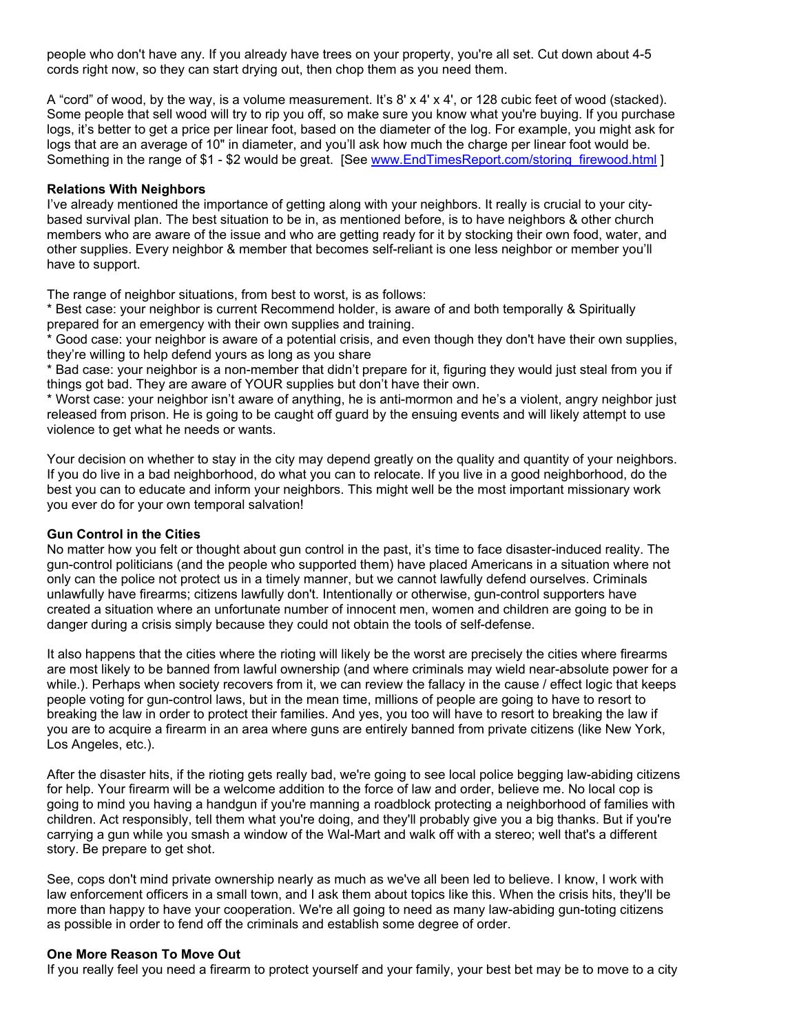people who don't have any. If you already have trees on your property, you're all set. Cut down about 4-5 cords right now, so they can start drying out, then chop them as you need them.

A "cord" of wood, by the way, is a volume measurement. It's 8' x 4' x 4', or 128 cubic feet of wood (stacked). Some people that sell wood will try to rip you off, so make sure you know what you're buying. If you purchase logs, it's better to get a price per linear foot, based on the diameter of the log. For example, you might ask for logs that are an average of 10" in diameter, and you'll ask how much the charge per linear foot would be. Something in the range of $1 - $2 would be great. [See www.EndTimesReport.com/storing_firewood.html ]

**Relations With Neighbors**

I've already mentioned the importance of getting along with your neighbors. It really is crucial to your city-based survival plan. The best situation to be in, as mentioned before, is to have neighbors & other church members who are aware of the issue and who are getting ready for it by stocking their own food, water, and other supplies. Every neighbor & member that becomes self-reliant is one less neighbor or member you'll have to support.

The range of neighbor situations, from best to worst, is as follows:

* Best case: your neighbor is current Recommend holder, is aware of and both temporally & Spiritually prepared for an emergency with their own supplies and training.
* Good case: your neighbor is aware of a potential crisis, and even though they don't have their own supplies, they're willing to help defend yours as long as you share
* Bad case: your neighbor is a non-member that didn't prepare for it, figuring they would just steal from you if things got bad. They are aware of YOUR supplies but don't have their own.
* Worst case: your neighbor isn't aware of anything, he is anti-mormon and he's a violent, angry neighbor just released from prison. He is going to be caught off guard by the ensuing events and will likely attempt to use violence to get what he needs or wants.

Your decision on whether to stay in the city may depend greatly on the quality and quantity of your neighbors. If you do live in a bad neighborhood, do what you can to relocate. If you live in a good neighborhood, do the best you can to educate and inform your neighbors. This might well be the most important missionary work you ever do for your own temporal salvation!

**Gun Control in the Cities**

No matter how you felt or thought about gun control in the past, it's time to face disaster-induced reality. The gun-control politicians (and the people who supported them) have placed Americans in a situation where not only can the police not protect us in a timely manner, but we cannot lawfully defend ourselves. Criminals unlawfully have firearms; citizens lawfully don't. Intentionally or otherwise, gun-control supporters have created a situation where an unfortunate number of innocent men, women and children are going to be in danger during a crisis simply because they could not obtain the tools of self-defense.

It also happens that the cities where the rioting will likely be the worst are precisely the cities where firearms are most likely to be banned from lawful ownership (and where criminals may wield near-absolute power for a while.). Perhaps when society recovers from it, we can review the fallacy in the cause / effect logic that keeps people voting for gun-control laws, but in the mean time, millions of people are going to have to resort to breaking the law in order to protect their families. And yes, you too will have to resort to breaking the law if you are to acquire a firearm in an area where guns are entirely banned from private citizens (like New York, Los Angeles, etc.).

After the disaster hits, if the rioting gets really bad, we're going to see local police begging law-abiding citizens for help. Your firearm will be a welcome addition to the force of law and order, believe me. No local cop is going to mind you having a handgun if you're manning a roadblock protecting a neighborhood of families with children. Act responsibly, tell them what you're doing, and they'll probably give you a big thanks. But if you're carrying a gun while you smash a window of the Wal-Mart and walk off with a stereo; well that's a different story. Be prepare to get shot.

See, cops don't mind private ownership nearly as much as we've all been led to believe. I know, I work with law enforcement officers in a small town, and I ask them about topics like this. When the crisis hits, they'll be more than happy to have your cooperation. We're all going to need as many law-abiding gun-toting citizens as possible in order to fend off the criminals and establish some degree of order.

**One More Reason To Move Out**

If you really feel you need a firearm to protect yourself and your family, your best bet may be to move to a city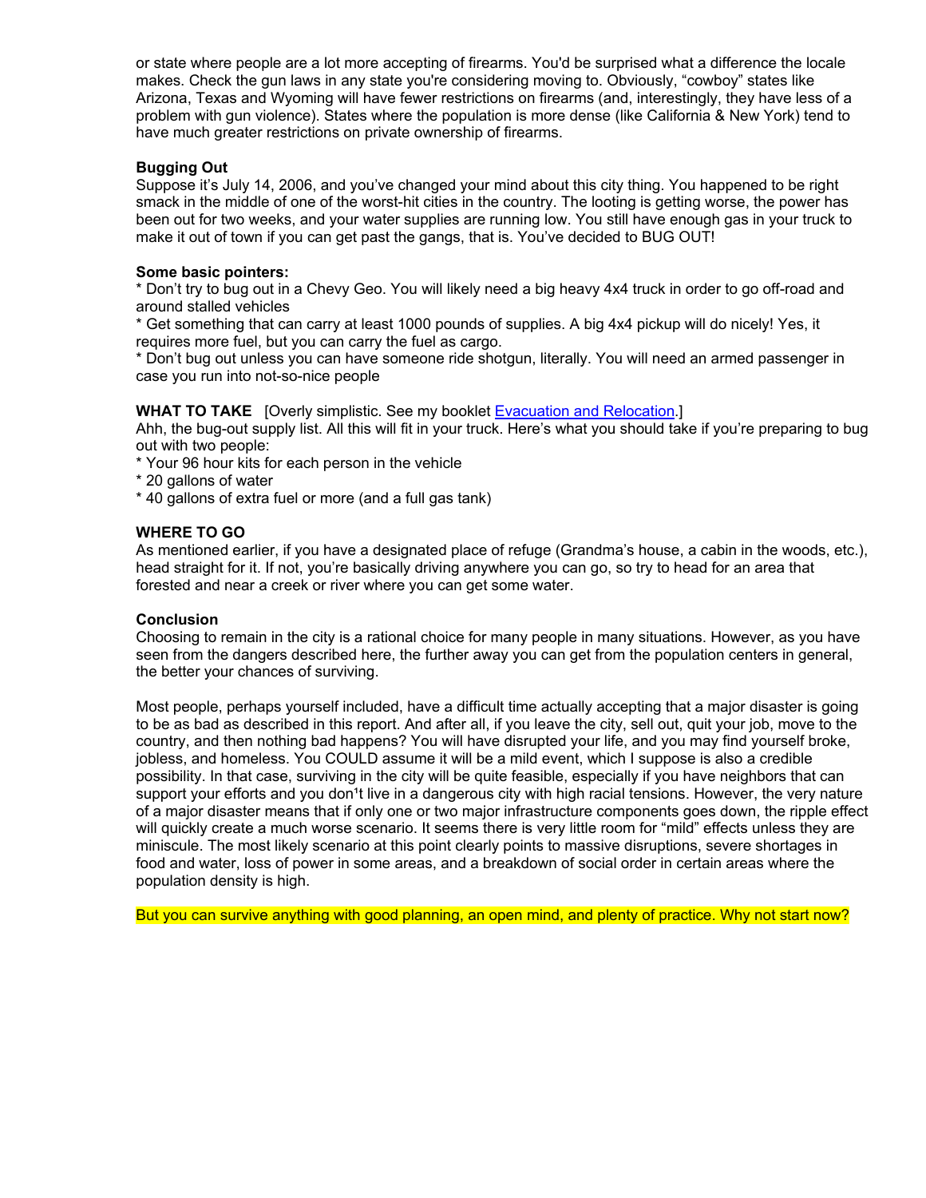or state where people are a lot more accepting of firearms. You'd be surprised what a difference the locale makes. Check the gun laws in any state you're considering moving to. Obviously, "cowboy" states like Arizona, Texas and Wyoming will have fewer restrictions on firearms (and, interestingly, they have less of a problem with gun violence). States where the population is more dense (like California & New York) tend to have much greater restrictions on private ownership of firearms.

**Bugging Out**

Suppose it's July 14, 2006, and you've changed your mind about this city thing. You happened to be right smack in the middle of one of the worst-hit cities in the country. The looting is getting worse, the power has been out for two weeks, and your water supplies are running low. You still have enough gas in your truck to make it out of town if you can get past the gangs, that is. You've decided to BUG OUT!

**Some basic pointers:**

* Don't try to bug out in a Chevy Geo. You will likely need a big heavy 4x4 truck in order to go off-road and around stalled vehicles
* Get something that can carry at least 1000 pounds of supplies. A big 4x4 pickup will do nicely! Yes, it requires more fuel, but you can carry the fuel as cargo.
* Don't bug out unless you can have someone ride shotgun, literally. You will need an armed passenger in case you run into not-so-nice people

**WHAT TO TAKE** [Overly simplistic. See my booklet Evacuation and Relocation.]

Ahh, the bug-out supply list. All this will fit in your truck. Here's what you should take if you're preparing to bug out with two people:

* Your 96 hour kits for each person in the vehicle
* 20 gallons of water
* 40 gallons of extra fuel or more (and a full gas tank)

**WHERE TO GO**

As mentioned earlier, if you have a designated place of refuge (Grandma's house, a cabin in the woods, etc.), head straight for it. If not, you're basically driving anywhere you can go, so try to head for an area that forested and near a creek or river where you can get some water.

**Conclusion**

Choosing to remain in the city is a rational choice for many people in many situations. However, as you have seen from the dangers described here, the further away you can get from the population centers in general, the better your chances of surviving.

Most people, perhaps yourself included, have a difficult time actually accepting that a major disaster is going to be as bad as described in this report. And after all, if you leave the city, sell out, quit your job, move to the country, and then nothing bad happens? You will have disrupted your life, and you may find yourself broke, jobless, and homeless. You COULD assume it will be a mild event, which I suppose is also a credible possibility. In that case, surviving in the city will be quite feasible, especially if you have neighbors that can support your efforts and you don¹t live in a dangerous city with high racial tensions. However, the very nature of a major disaster means that if only one or two major infrastructure components goes down, the ripple effect will quickly create a much worse scenario. It seems there is very little room for "mild" effects unless they are miniscule. The most likely scenario at this point clearly points to massive disruptions, severe shortages in food and water, loss of power in some areas, and a breakdown of social order in certain areas where the population density is high.

But you can survive anything with good planning, an open mind, and plenty of practice. Why not start now?